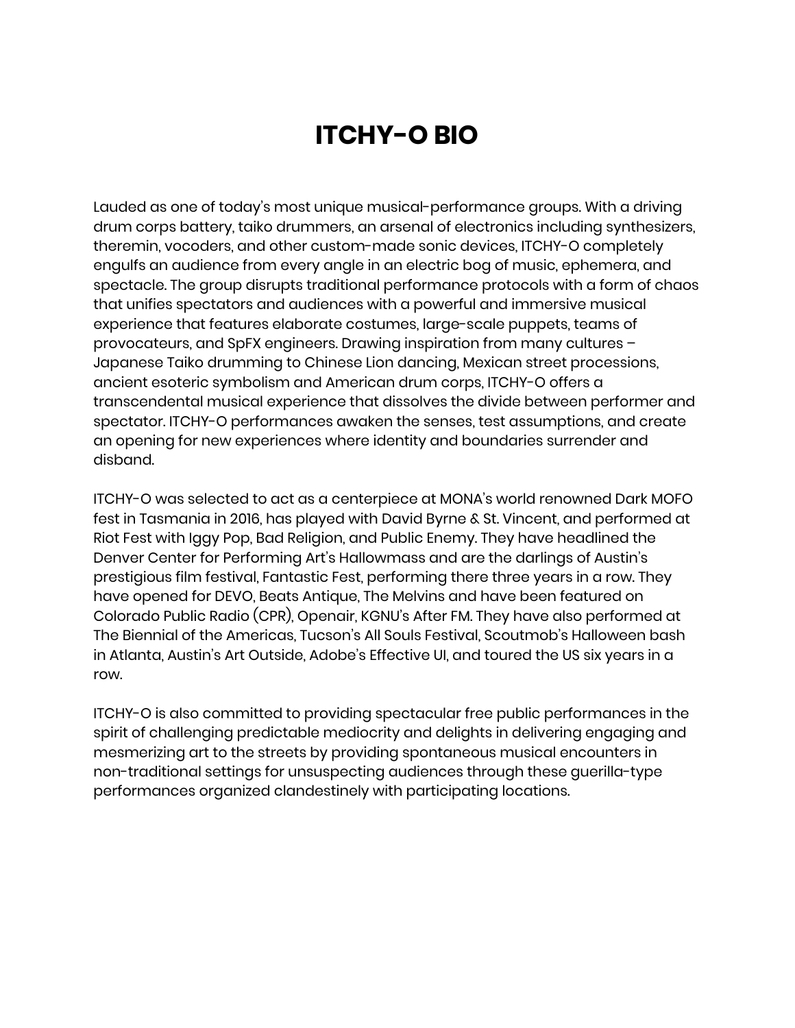# ITCHY-O BIO

Lauded as one of today's most unique musical-performance groups. With a driving drum corps battery, taiko drummers, an arsenal of electronics including synthesizers, theremin, vocoders, and other custom-made sonic devices, ITCHY-O completely engulfs an audience from every angle in an electric bog of music, ephemera, and spectacle. The group disrupts traditional performance protocols with a form of chaos that unifies spectators and audiences with a powerful and immersive musical experience that features elaborate costumes, large-scale puppets, teams of provocateurs, and SpFX engineers. Drawing inspiration from many cultures – Japanese Taiko drumming to Chinese Lion dancing, Mexican street processions, ancient esoteric symbolism and American drum corps, ITCHY-O offers a transcendental musical experience that dissolves the divide between performer and spectator. ITCHY-O performances awaken the senses, test assumptions, and create an opening for new experiences where identity and boundaries surrender and disband.

ITCHY-O was selected to act as a centerpiece at MONA's world renowned Dark MOFO fest in Tasmania in 2016, has played with David Byrne & St. Vincent, and performed at Riot Fest with Iggy Pop, Bad Religion, and Public Enemy. They have headlined the Denver Center for Performing Art's Hallowmass and are the darlings of Austin's prestigious film festival, Fantastic Fest, performing there three years in a row. They have opened for DEVO, Beats Antique, The Melvins and have been featured on Colorado Public Radio (CPR), Openair, KGNU's After FM. They have also performed at The Biennial of the Americas, Tucson's All Souls Festival, Scoutmob's Halloween bash in Atlanta, Austin's Art Outside, Adobe's Effective UI, and toured the US six years in a row.

ITCHY-O is also committed to providing spectacular free public performances in the spirit of challenging predictable mediocrity and delights in delivering engaging and mesmerizing art to the streets by providing spontaneous musical encounters in non-traditional settings for unsuspecting audiences through these guerilla-type performances organized clandestinely with participating locations.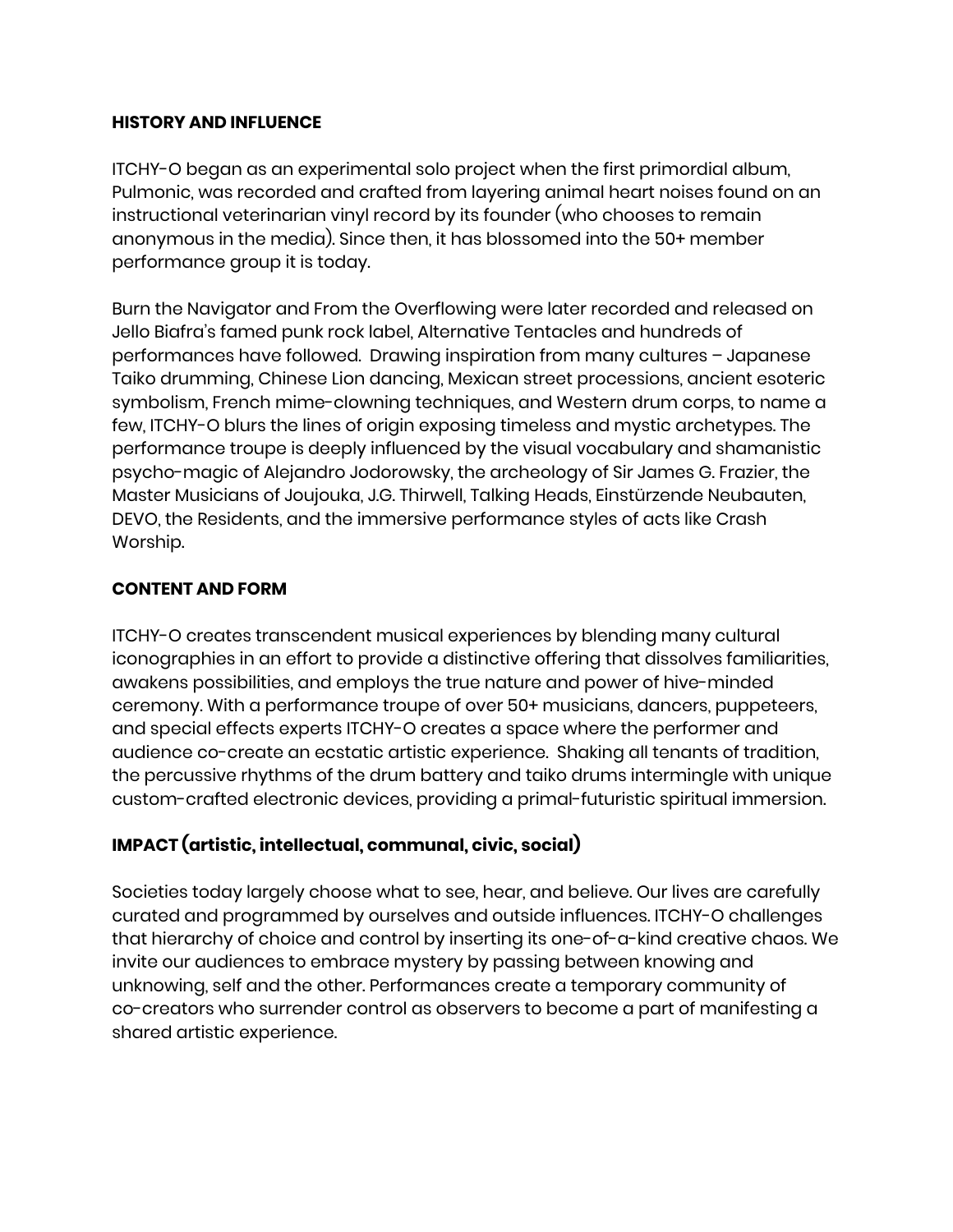**HISTORY AND INFLUENCE**

ITCHY-O began as an experimental solo project when the first primordial album, Pulmonic, was recorded and crafted from layering animal heart noises found on an instructional veterinarian vinyl record by its founder (who chooses to remain anonymous in the media). Since then, it has blossomed into the 50+ member performance group it is today.

Burn the Navigator and From the Overflowing were later recorded and released on Jello Biafra's famed punk rock label, Alternative Tentacles and hundreds of performances have followed. Drawing inspiration from many cultures – Japanese Taiko drumming, Chinese Lion dancing, Mexican street processions, ancient esoteric symbolism, French mime-clowning techniques, and Western drum corps, to name a few, ITCHY-O blurs the lines of origin exposing timeless and mystic archetypes. The performance troupe is deeply influenced by the visual vocabulary and shamanistic psycho-magic of Alejandro Jodorowsky, the archeology of Sir James G. Frazier, the Master Musicians of Joujouka, J.G. Thirwell, Talking Heads, Einstürzende Neubauten, DEVO, the Residents, and the immersive performance styles of acts like Crash Worship.

**CONTENT AND FORM**

ITCHY-O creates transcendent musical experiences by blending many cultural iconographies in an effort to provide a distinctive offering that dissolves familiarities, awakens possibilities, and employs the true nature and power of hive-minded ceremony. With a performance troupe of over 50+ musicians, dancers, puppeteers, and special effects experts ITCHY-O creates a space where the performer and audience co-create an ecstatic artistic experience. Shaking all tenants of tradition, the percussive rhythms of the drum battery and taiko drums intermingle with unique custom-crafted electronic devices, providing a primal-futuristic spiritual immersion.

**IMPACT (artistic, intellectual, communal, civic, social)**

Societies today largely choose what to see, hear, and believe. Our lives are carefully curated and programmed by ourselves and outside influences. ITCHY-O challenges that hierarchy of choice and control by inserting its one-of-a-kind creative chaos. We invite our audiences to embrace mystery by passing between knowing and unknowing, self and the other. Performances create a temporary community of co-creators who surrender control as observers to become a part of manifesting a shared artistic experience.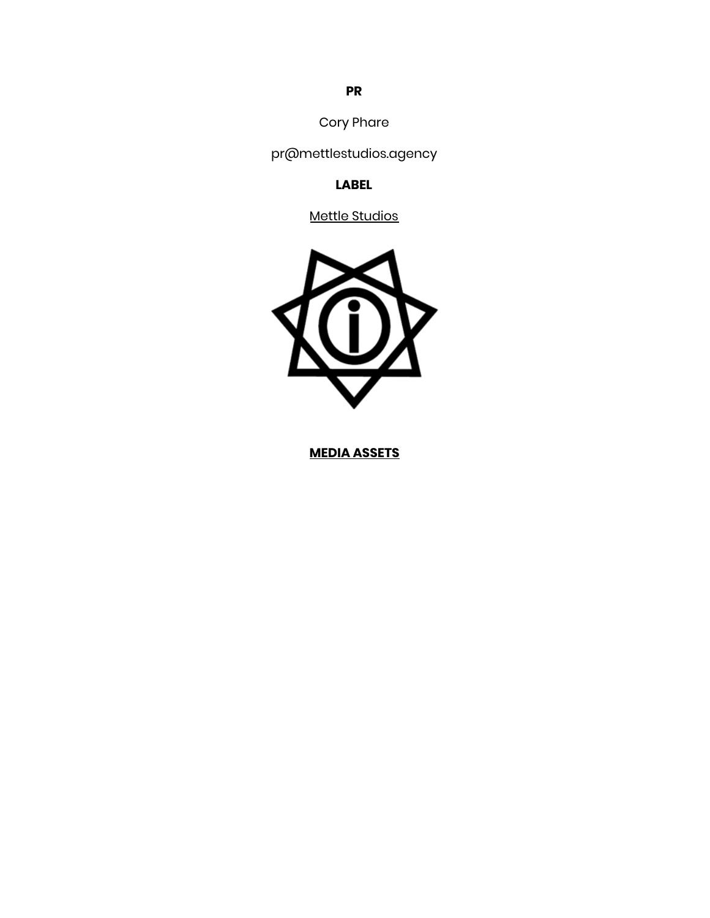**PR**

Cory Phare

pr@mettlestudios.agency

**LABEL**

Mettle Studios

**MEDIA ASSETS**